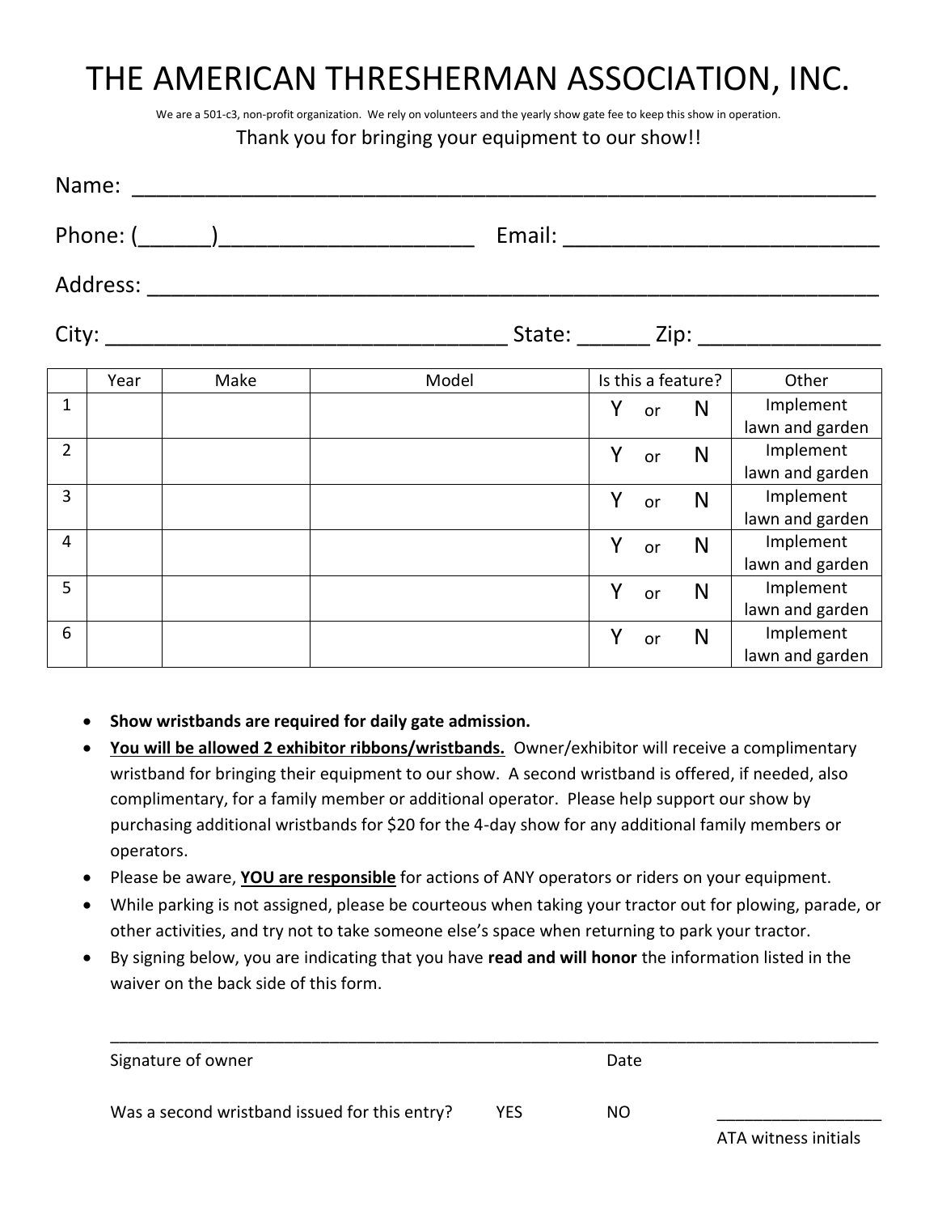# THE AMERICAN THRESHERMAN ASSOCIATION, INC.

We are a 501-c3, non-profit organization. We rely on volunteers and the yearly show gate fee to keep this show in operation.

Thank you for bringing your equipment to our show!!

Name: ____________________________________________________________

Phone: (______)_____________________ Email: ___________________________

Address: __________________________________________________________

City: __________________________________ State: ______ Zip: _______________

| | Year | Make | Model | Is this a feature? | Other |
|---|---|---|---|---|---|
| 1 | | | | Y or N | Implement lawn and garden |
| 2 | | | | Y or N | Implement lawn and garden |
| 3 | | | | Y or N | Implement lawn and garden |
| 4 | | | | Y or N | Implement lawn and garden |
| 5 | | | | Y or N | Implement lawn and garden |
| 6 | | | | Y or N | Implement lawn and garden |

- **Show wristbands are required for daily gate admission.**
- **<u>You will be allowed 2 exhibitor ribbons/wristbands.</u>** Owner/exhibitor will receive a complimentary wristband for bringing their equipment to our show. A second wristband is offered, if needed, also complimentary, for a family member or additional operator. Please help support our show by purchasing additional wristbands for $20 for the 4-day show for any additional family members or operators.
- Please be aware, **<u>YOU are responsible</u>** for actions of ANY operators or riders on your equipment.
- While parking is not assigned, please be courteous when taking your tractor out for plowing, parade, or other activities, and try not to take someone else's space when returning to park your tractor.
- By signing below, you are indicating that you have **read and will honor** the information listed in the waiver on the back side of this form.

_____________________________________________________________________________

Signature of owner                                        Date

Was a second wristband issued for this entry?   YES   NO   __________________

ATA witness initials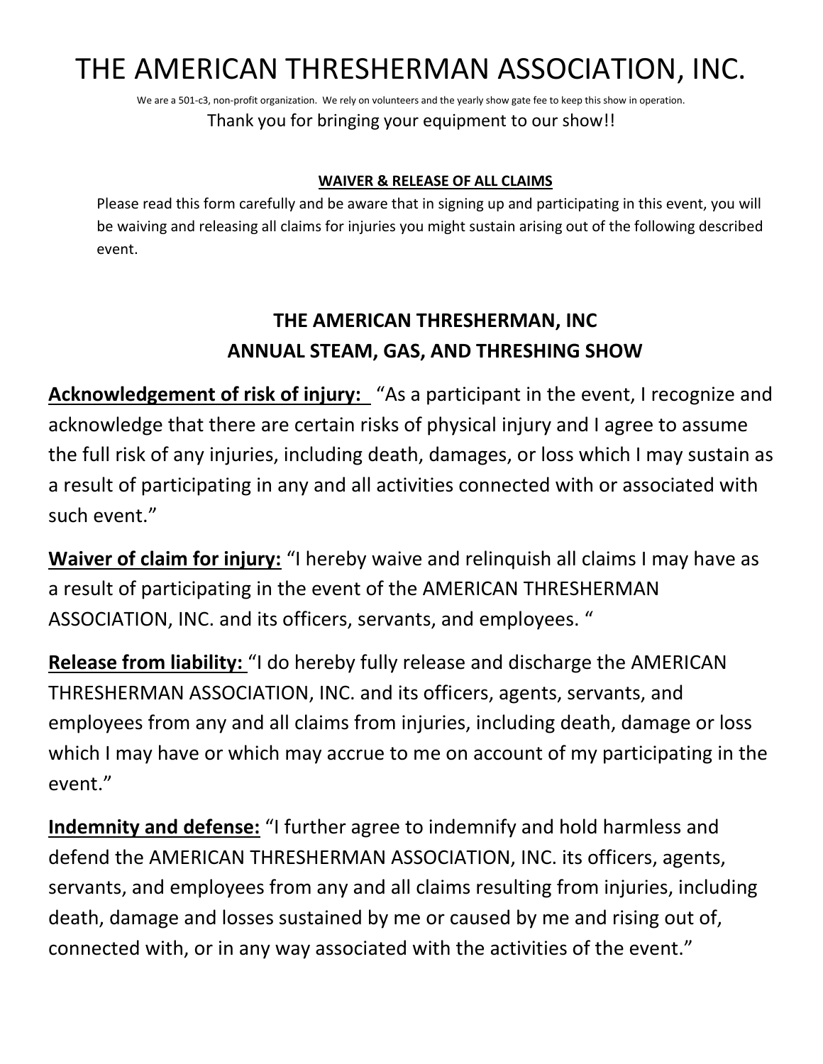# THE AMERICAN THRESHERMAN ASSOCIATION, INC.

We are a 501-c3, non-profit organization. We rely on volunteers and the yearly show gate fee to keep this show in operation.

Thank you for bringing your equipment to our show!!

**WAIVER & RELEASE OF ALL CLAIMS**

Please read this form carefully and be aware that in signing up and participating in this event, you will be waiving and releasing all claims for injuries you might sustain arising out of the following described event.

## THE AMERICAN THRESHERMAN, INC ANNUAL STEAM, GAS, AND THRESHING SHOW

**Acknowledgement of risk of injury:** "As a participant in the event, I recognize and acknowledge that there are certain risks of physical injury and I agree to assume the full risk of any injuries, including death, damages, or loss which I may sustain as a result of participating in any and all activities connected with or associated with such event."

**Waiver of claim for injury:** "I hereby waive and relinquish all claims I may have as a result of participating in the event of the AMERICAN THRESHERMAN ASSOCIATION, INC. and its officers, servants, and employees. "

**Release from liability:** "I do hereby fully release and discharge the AMERICAN THRESHERMAN ASSOCIATION, INC. and its officers, agents, servants, and employees from any and all claims from injuries, including death, damage or loss which I may have or which may accrue to me on account of my participating in the event."

**Indemnity and defense:** "I further agree to indemnify and hold harmless and defend the AMERICAN THRESHERMAN ASSOCIATION, INC. its officers, agents, servants, and employees from any and all claims resulting from injuries, including death, damage and losses sustained by me or caused by me and rising out of, connected with, or in any way associated with the activities of the event."